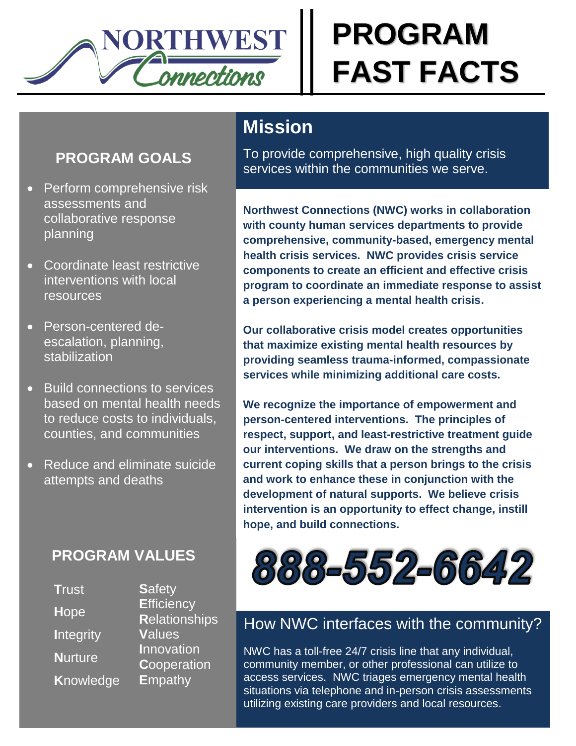NORTHWEST Connections

# PROGRAM FAST FACTS

## Mission

To provide comprehensive, high quality crisis services within the communities we serve.

**Northwest Connections (NWC) works in collaboration with county human services departments to provide comprehensive, community-based, emergency mental health crisis services. NWC provides crisis service components to create an efficient and effective crisis program to coordinate an immediate response to assist a person experiencing a mental health crisis.**

**Our collaborative crisis model creates opportunities that maximize existing mental health resources by providing seamless trauma-informed, compassionate services while minimizing additional care costs.**

**We recognize the importance of empowerment and person-centered interventions. The principles of respect, support, and least-restrictive treatment guide our interventions. We draw on the strengths and current coping skills that a person brings to the crisis and work to enhance these in conjunction with the development of natural supports. We believe crisis intervention is an opportunity to effect change, instill hope, and build connections.**

## PROGRAM GOALS

- Perform comprehensive risk assessments and collaborative response planning
- Coordinate least restrictive interventions with local resources
- Person-centered de-escalation, planning, stabilization
- Build connections to services based on mental health needs to reduce costs to individuals, counties, and communities
- Reduce and eliminate suicide attempts and deaths

## PROGRAM VALUES

**T**rust
**H**ope
**I**ntegrity
**N**urture
**K**nowledge

**S**afety
**E**fficiency
**R**elationships
**V**alues
**I**nnovation
**C**ooperation
**E**mpathy

# 888-552-6642

## How NWC interfaces with the community?

NWC has a toll-free 24/7 crisis line that any individual, community member, or other professional can utilize to access services. NWC triages emergency mental health situations via telephone and in-person crisis assessments utilizing existing care providers and local resources.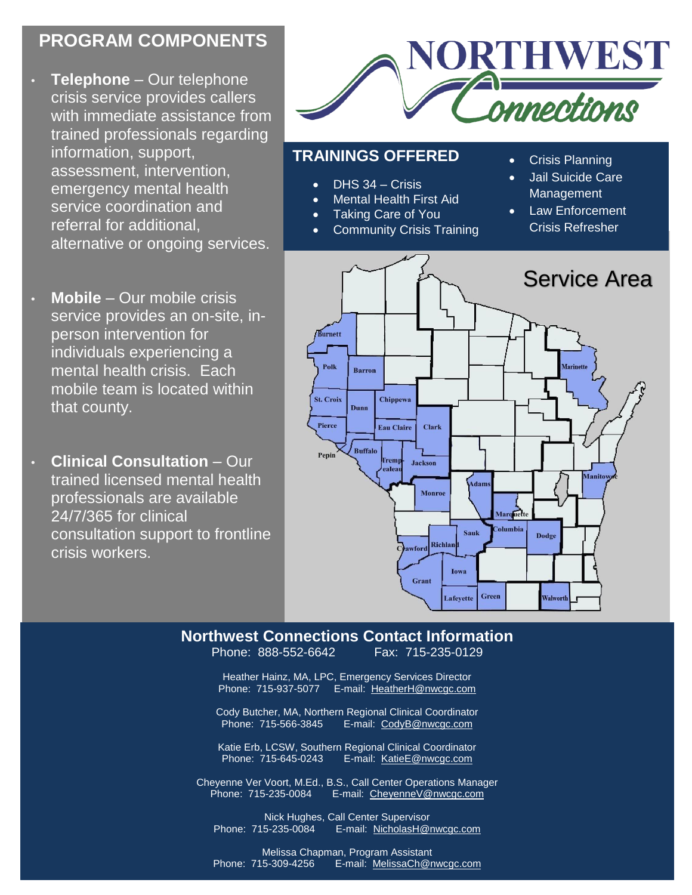## PROGRAM COMPONENTS

- **Telephone** – Our telephone crisis service provides callers with immediate assistance from trained professionals regarding information, support, assessment, intervention, emergency mental health service coordination and referral for additional, alternative or ongoing services.
- **Mobile** – Our mobile crisis service provides an on-site, in-person intervention for individuals experiencing a mental health crisis. Each mobile team is located within that county.
- **Clinical Consultation** – Our trained licensed mental health professionals are available 24/7/365 for clinical consultation support to frontline crisis workers.

# NORTHWEST Connections

## TRAININGS OFFERED

- DHS 34 – Crisis
- Mental Health First Aid
- Taking Care of You
- Community Crisis Training
- Crisis Planning
- Jail Suicide Care Management
- Law Enforcement Crisis Refresher

## Service Area

Burnett
Polk
Barron
St. Croix
Dunn
Chippewa
Pierce
Eau Claire
Clark
Pepin
Buffalo
Trempealeau
Jackson
Marinette
Manitowoc
Adams
Monroe
Marquette
Columbia
Sauk
Dodge
Crawford
Richland
Iowa
Grant
Lafeyette
Green
Walworth

## Northwest Connections Contact Information

Phone: 888-552-6642 Fax: 715-235-0129

Heather Hainz, MA, LPC, Emergency Services Director
Phone: 715-937-5077 E-mail: HeatherH@nwcgc.com

Cody Butcher, MA, Northern Regional Clinical Coordinator
Phone: 715-566-3845 E-mail: CodyB@nwcgc.com

Katie Erb, LCSW, Southern Regional Clinical Coordinator
Phone: 715-645-0243 E-mail: KatieE@nwcgc.com

Cheyenne Ver Voort, M.Ed., B.S., Call Center Operations Manager
Phone: 715-235-0084 E-mail: CheyenneV@nwcgc.com

Nick Hughes, Call Center Supervisor
Phone: 715-235-0084 E-mail: NicholasH@nwcgc.com

Melissa Chapman, Program Assistant
Phone: 715-309-4256 E-mail: MelissaCh@nwcgc.com